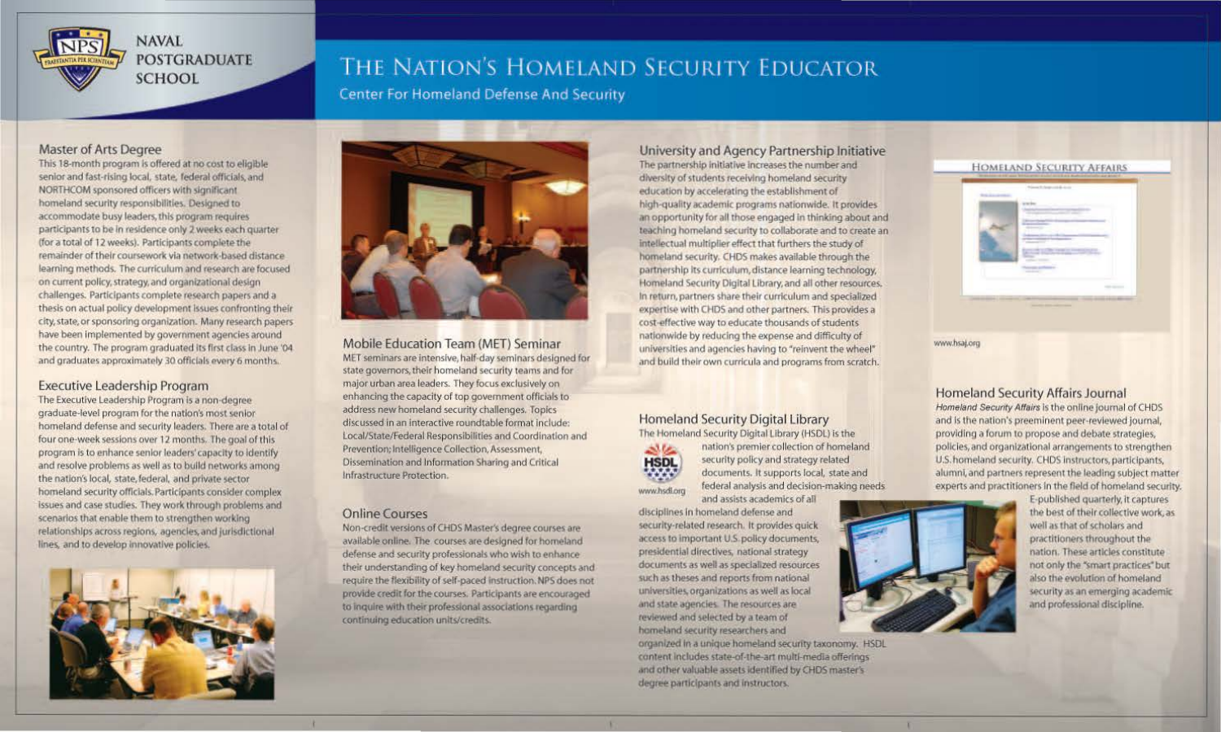NAVAL POSTGRADUATE SCHOOL

# The Nation's Homeland Security Educator

Center For Homeland Defense And Security

## Master of Arts Degree

This 18-month program is offered at no cost to eligible senior and fast-rising local, state, federal officials, and NORTHCOM sponsored officers with significant homeland security responsibilities. Designed to accommodate busy leaders, this program requires participants to be in residence only 2 weeks each quarter (for a total of 12 weeks). Participants complete the remainder of their coursework via network-based distance learning methods. The curriculum and research are focused on current policy, strategy, and organizational design challenges. Participants complete research papers and a thesis on actual policy development issues confronting their city, state, or sponsoring organization. Many research papers have been implemented by government agencies around the country. The program graduated its first class in June '04 and graduates approximately 30 officials every 6 months.

## Executive Leadership Program

The Executive Leadership Program is a non-degree graduate-level program for the nation's most senior homeland defense and security leaders. There are a total of four one-week sessions over 12 months. The goal of this program is to enhance senior leaders' capacity to identify and resolve problems as well as to build networks among the nation's local, state, federal, and private sector homeland security officials. Participants consider complex issues and case studies. They work through problems and scenarios that enable them to strengthen working relationships across regions, agencies, and jurisdictional lines, and to develop innovative policies.

## Mobile Education Team (MET) Seminar

MET seminars are intensive, half-day seminars designed for state governors, their homeland security teams and for major urban area leaders. They focus exclusively on enhancing the capacity of top government officials to address new homeland security challenges. Topics discussed in an interactive roundtable format include: Local/State/Federal Responsibilities and Coordination and Prevention; Intelligence Collection, Assessment, Dissemination and Information Sharing and Critical Infrastructure Protection.

## Online Courses

Non-credit versions of CHDS Master's degree courses are available online. The courses are designed for homeland defense and security professionals who wish to enhance their understanding of key homeland security concepts and require the flexibility of self-paced instruction. NPS does not provide credit for the courses. Participants are encouraged to inquire with their professional associations regarding continuing education units/credits.

## University and Agency Partnership Initiative

The partnership initiative increases the number and diversity of students receiving homeland security education by accelerating the establishment of high-quality academic programs nationwide. It provides an opportunity for all those engaged in thinking about and teaching homeland security to collaborate and to create an intellectual multiplier effect that furthers the study of homeland security. CHDS makes available through the partnership its curriculum, distance learning technology, Homeland Security Digital Library, and all other resources. In return, partners share their curriculum and specialized expertise with CHDS and other partners. This provides a cost-effective way to educate thousands of students nationwide by reducing the expense and difficulty of universities and agencies having to "reinvent the wheel" and build their own curricula and programs from scratch.

## Homeland Security Digital Library

The Homeland Security Digital Library (HSDL) is the nation's premier collection of homeland security policy and strategy related documents. It supports local, state and federal analysis and decision-making needs and assists academics of all disciplines in homeland defense and security-related research. It provides quick access to important U.S. policy documents, presidential directives, national strategy documents as well as specialized resources such as theses and reports from national universities, organizations as well as local and state agencies. The resources are reviewed and selected by a team of homeland security researchers and organized in a unique homeland security taxonomy. HSDL content includes state-of-the-art multi-media offerings and other valuable assets identified by CHDS master's degree participants and instructors.

www.hsdl.org

www.hsaj.org

## Homeland Security Affairs Journal

*Homeland Security Affairs* is the online journal of CHDS and is the nation's preeminent peer-reviewed journal, providing a forum to propose and debate strategies, policies, and organizational arrangements to strengthen U.S. homeland security. CHDS instructors, participants, alumni, and partners represent the leading subject matter experts and practitioners in the field of homeland security. E-published quarterly, it captures the best of their collective work, as well as that of scholars and practitioners throughout the nation. These articles constitute not only the "smart practices" but also the evolution of homeland security as an emerging academic and professional discipline.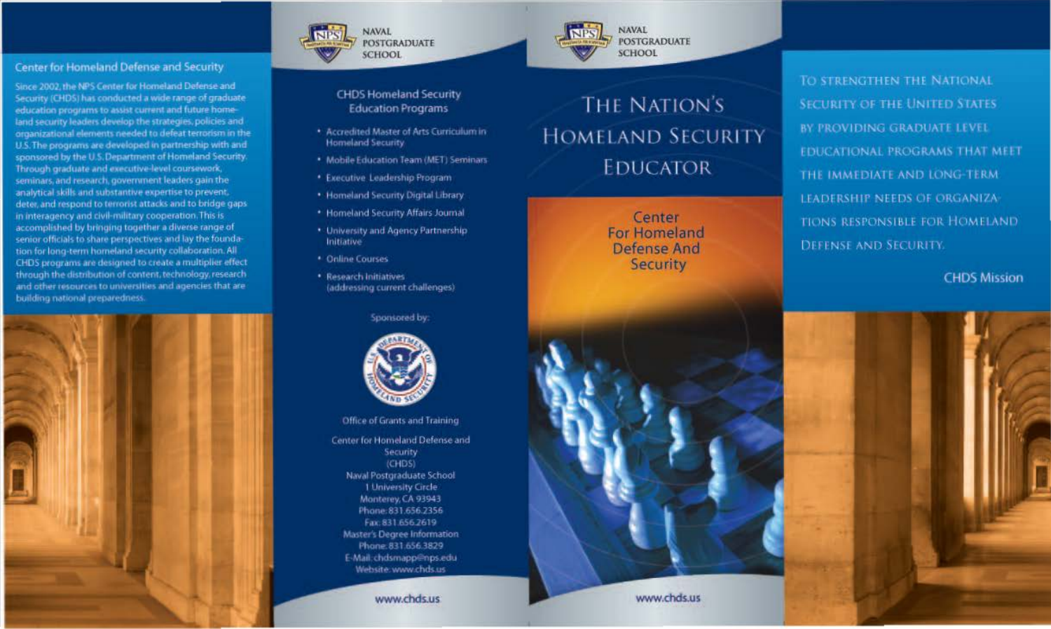## Center for Homeland Defense and Security

Since 2002, the NPS Center for Homeland Defense and Security (CHDS) has conducted a wide range of graduate education programs to assist current and future homeland security leaders develop the strategies, policies and organizational elements needed to defeat terrorism in the U.S. The programs are developed in partnership with and sponsored by the U.S. Department of Homeland Security. Through graduate and executive-level coursework, seminars, and research, government leaders gain the analytical skills and substantive expertise to prevent, deter, and respond to terrorist attacks and to bridge gaps in interagency and civil-military cooperation. This is accomplished by bringing together a diverse range of senior officials to share perspectives and lay the foundation for long-term homeland security collaboration. All CHDS programs are designed to create a multiplier effect through the distribution of content, technology, research and other resources to universities and agencies that are building national preparedness.

NAVAL POSTGRADUATE SCHOOL

### CHDS Homeland Security Education Programs

- Accredited Master of Arts Curriculum in Homeland Security
- Mobile Education Team (MET) Seminars
- Executive Leadership Program
- Homeland Security Digital Library
- Homeland Security Affairs Journal
- University and Agency Partnership Initiative
- Online Courses
- Research Initiatives (addressing current challenges)

Sponsored by:

Office of Grants and Training

Center for Homeland Defense and Security
(CHDS)
Naval Postgraduate School
1 University Circle
Monterey, CA 93943
Phone: 831.656.2356
Fax: 831.656.2619
Master's Degree Information
Phone: 831.656.3829
E-Mail: chdsmapp@nps.edu
Website: www.chds.us

www.chds.us

NAVAL POSTGRADUATE SCHOOL

# The Nation's Homeland Security Educator

Center For Homeland Defense And Security

www.chds.us

To strengthen the National Security of the United States by providing graduate level educational programs that meet the immediate and long-term leadership needs of organizations responsible for Homeland Defense and Security.

CHDS Mission